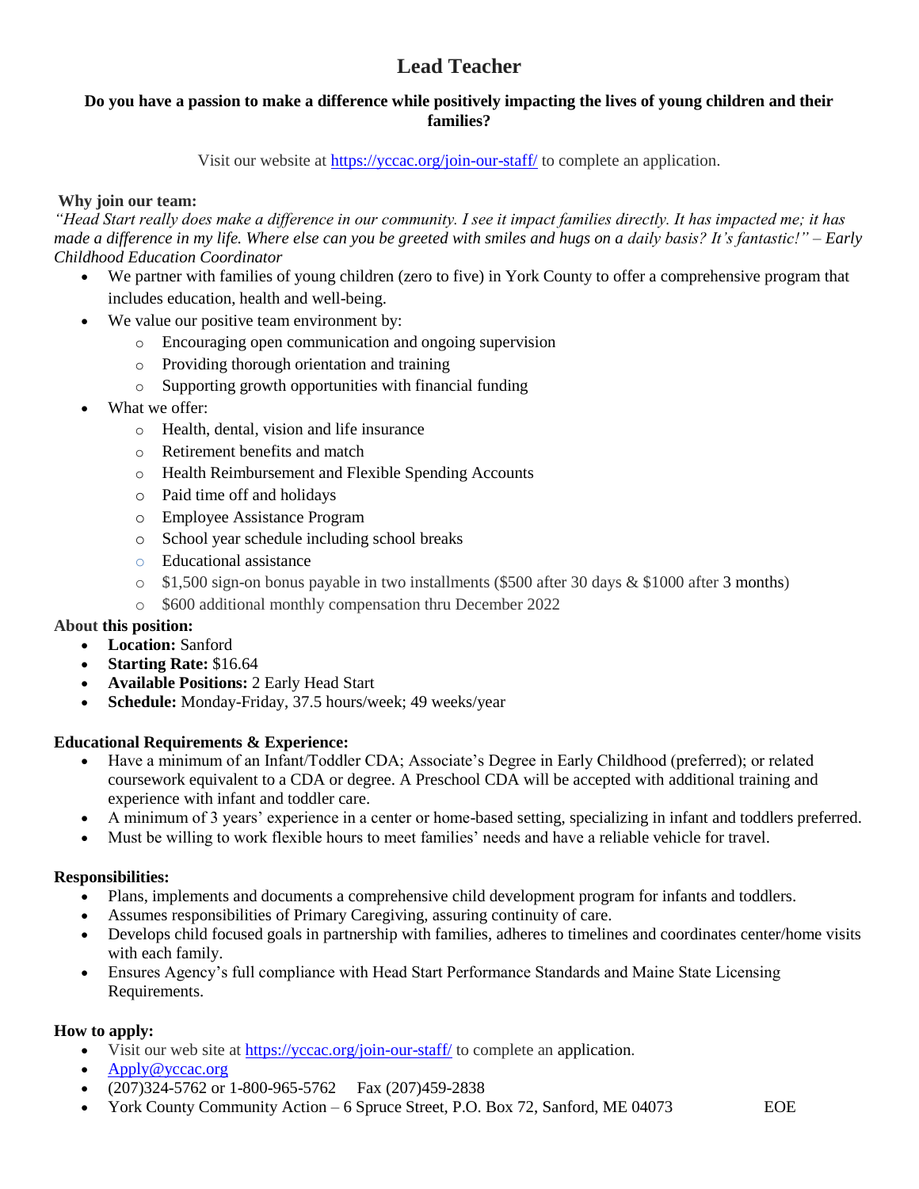# Lead Teacher

**Do you have a passion to make a difference while positively impacting the lives of young children and their families?**

Visit our website at [https://yccac.org/join-our-staff/](https://yccac.org/join-our-staff/) to complete an application.

**Why join our team:**

*"Head Start really does make a difference in our community. I see it impact families directly. It has impacted me; it has made a difference in my life. Where else can you be greeted with smiles and hugs on a daily basis? It's fantastic!" – Early Childhood Education Coordinator*

- We partner with families of young children (zero to five) in York County to offer a comprehensive program that includes education, health and well-being.
- We value our positive team environment by:
  - Encouraging open communication and ongoing supervision
  - Providing thorough orientation and training
  - Supporting growth opportunities with financial funding
- What we offer:
  - Health, dental, vision and life insurance
  - Retirement benefits and match
  - Health Reimbursement and Flexible Spending Accounts
  - Paid time off and holidays
  - Employee Assistance Program
  - School year schedule including school breaks
  - Educational assistance
  - $1,500 sign-on bonus payable in two installments ($500 after 30 days & $1000 after 3 months)
  - $600 additional monthly compensation thru December 2022

**About this position:**

- **Location:** Sanford
- **Starting Rate:** $16.64
- **Available Positions:** 2 Early Head Start
- **Schedule:** Monday-Friday, 37.5 hours/week; 49 weeks/year

**Educational Requirements & Experience:**

- Have a minimum of an Infant/Toddler CDA; Associate's Degree in Early Childhood (preferred); or related coursework equivalent to a CDA or degree. A Preschool CDA will be accepted with additional training and experience with infant and toddler care.
- A minimum of 3 years' experience in a center or home-based setting, specializing in infant and toddlers preferred.
- Must be willing to work flexible hours to meet families' needs and have a reliable vehicle for travel.

**Responsibilities:**

- Plans, implements and documents a comprehensive child development program for infants and toddlers.
- Assumes responsibilities of Primary Caregiving, assuring continuity of care.
- Develops child focused goals in partnership with families, adheres to timelines and coordinates center/home visits with each family.
- Ensures Agency's full compliance with Head Start Performance Standards and Maine State Licensing Requirements.

**How to apply:**

- Visit our web site at [https://yccac.org/join-our-staff/](https://yccac.org/join-our-staff/) to complete an application.
- [Apply@yccac.org](mailto:Apply@yccac.org)
- (207)324-5762 or 1-800-965-5762 Fax (207)459-2838
- York County Community Action – 6 Spruce Street, P.O. Box 72, Sanford, ME 04073 EOE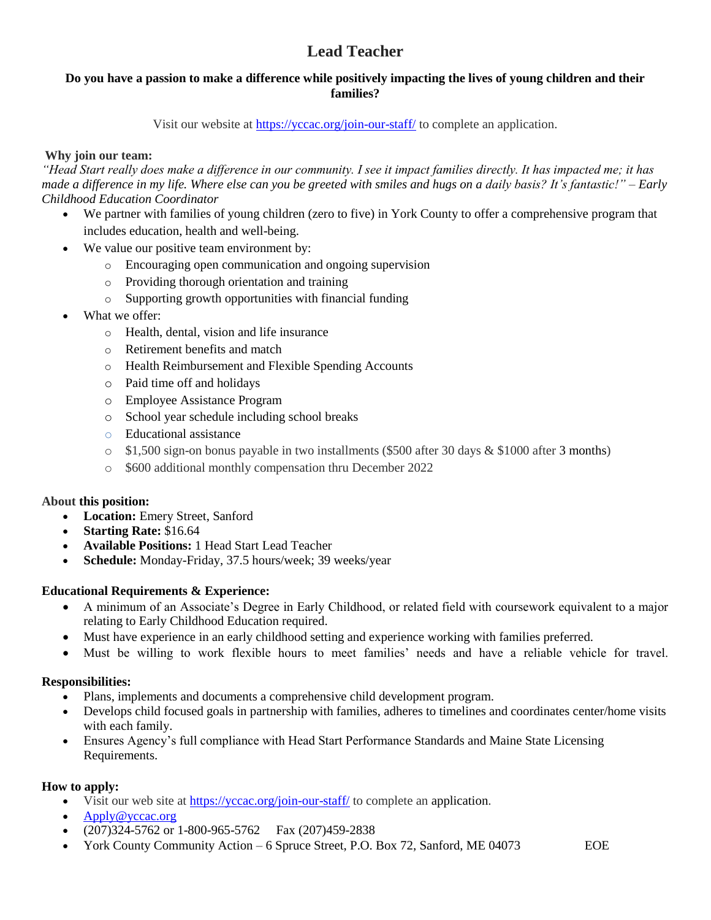# Lead Teacher

**Do you have a passion to make a difference while positively impacting the lives of young children and their families?**

Visit our website at https://yccac.org/join-our-staff/ to complete an application.

**Why join our team:**

*"Head Start really does make a difference in our community. I see it impact families directly. It has impacted me; it has made a difference in my life. Where else can you be greeted with smiles and hugs on a daily basis? It's fantastic!" – Early Childhood Education Coordinator*

- We partner with families of young children (zero to five) in York County to offer a comprehensive program that includes education, health and well-being.
- We value our positive team environment by:
  - Encouraging open communication and ongoing supervision
  - Providing thorough orientation and training
  - Supporting growth opportunities with financial funding
- What we offer:
  - Health, dental, vision and life insurance
  - Retirement benefits and match
  - Health Reimbursement and Flexible Spending Accounts
  - Paid time off and holidays
  - Employee Assistance Program
  - School year schedule including school breaks
  - Educational assistance
  - $1,500 sign-on bonus payable in two installments ($500 after 30 days & $1000 after 3 months)
  - $600 additional monthly compensation thru December 2022

**About this position:**

- **Location:** Emery Street, Sanford
- **Starting Rate:** $16.64
- **Available Positions:** 1 Head Start Lead Teacher
- **Schedule:** Monday-Friday, 37.5 hours/week; 39 weeks/year

**Educational Requirements & Experience:**

- A minimum of an Associate's Degree in Early Childhood, or related field with coursework equivalent to a major relating to Early Childhood Education required.
- Must have experience in an early childhood setting and experience working with families preferred.
- Must be willing to work flexible hours to meet families' needs and have a reliable vehicle for travel.

**Responsibilities:**

- Plans, implements and documents a comprehensive child development program.
- Develops child focused goals in partnership with families, adheres to timelines and coordinates center/home visits with each family.
- Ensures Agency's full compliance with Head Start Performance Standards and Maine State Licensing Requirements.

**How to apply:**

- Visit our web site at https://yccac.org/join-our-staff/ to complete an application.
- Apply@yccac.org
- (207)324-5762 or 1-800-965-5762 Fax (207)459-2838
- York County Community Action – 6 Spruce Street, P.O. Box 72, Sanford, ME 04073 EOE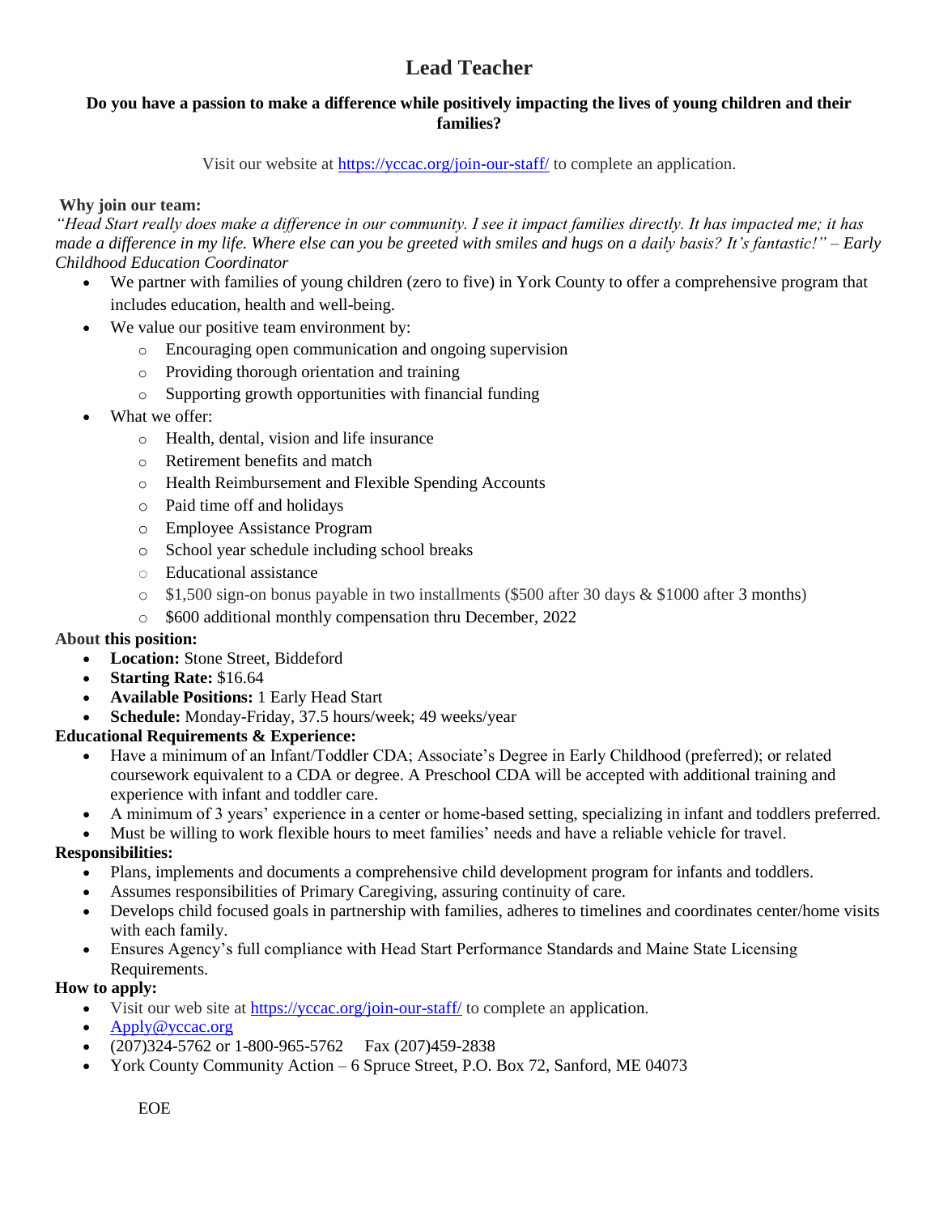# Lead Teacher

**Do you have a passion to make a difference while positively impacting the lives of young children and their families?**

Visit our website at [https://yccac.org/join-our-staff/](https://yccac.org/join-our-staff/) to complete an application.

**Why join our team:**

*"Head Start really does make a difference in our community. I see it impact families directly. It has impacted me; it has made a difference in my life. Where else can you be greeted with smiles and hugs on a daily basis? It's fantastic!" – Early Childhood Education Coordinator*

- We partner with families of young children (zero to five) in York County to offer a comprehensive program that includes education, health and well-being.
- We value our positive team environment by:
  - Encouraging open communication and ongoing supervision
  - Providing thorough orientation and training
  - Supporting growth opportunities with financial funding
- What we offer:
  - Health, dental, vision and life insurance
  - Retirement benefits and match
  - Health Reimbursement and Flexible Spending Accounts
  - Paid time off and holidays
  - Employee Assistance Program
  - School year schedule including school breaks
  - Educational assistance
  - $1,500 sign-on bonus payable in two installments ($500 after 30 days & $1000 after 3 months)
  - $600 additional monthly compensation thru December, 2022

**About this position:**

- **Location:** Stone Street, Biddeford
- **Starting Rate:** $16.64
- **Available Positions:** 1 Early Head Start
- **Schedule:** Monday-Friday, 37.5 hours/week; 49 weeks/year

**Educational Requirements & Experience:**

- Have a minimum of an Infant/Toddler CDA; Associate's Degree in Early Childhood (preferred); or related coursework equivalent to a CDA or degree. A Preschool CDA will be accepted with additional training and experience with infant and toddler care.
- A minimum of 3 years' experience in a center or home-based setting, specializing in infant and toddlers preferred.
- Must be willing to work flexible hours to meet families' needs and have a reliable vehicle for travel.

**Responsibilities:**

- Plans, implements and documents a comprehensive child development program for infants and toddlers.
- Assumes responsibilities of Primary Caregiving, assuring continuity of care.
- Develops child focused goals in partnership with families, adheres to timelines and coordinates center/home visits with each family.
- Ensures Agency's full compliance with Head Start Performance Standards and Maine State Licensing Requirements.

**How to apply:**

- Visit our web site at [https://yccac.org/join-our-staff/](https://yccac.org/join-our-staff/) to complete an application.
- [Apply@yccac.org](mailto:Apply@yccac.org)
- (207)324-5762 or 1-800-965-5762 Fax (207)459-2838
- York County Community Action – 6 Spruce Street, P.O. Box 72, Sanford, ME 04073

EOE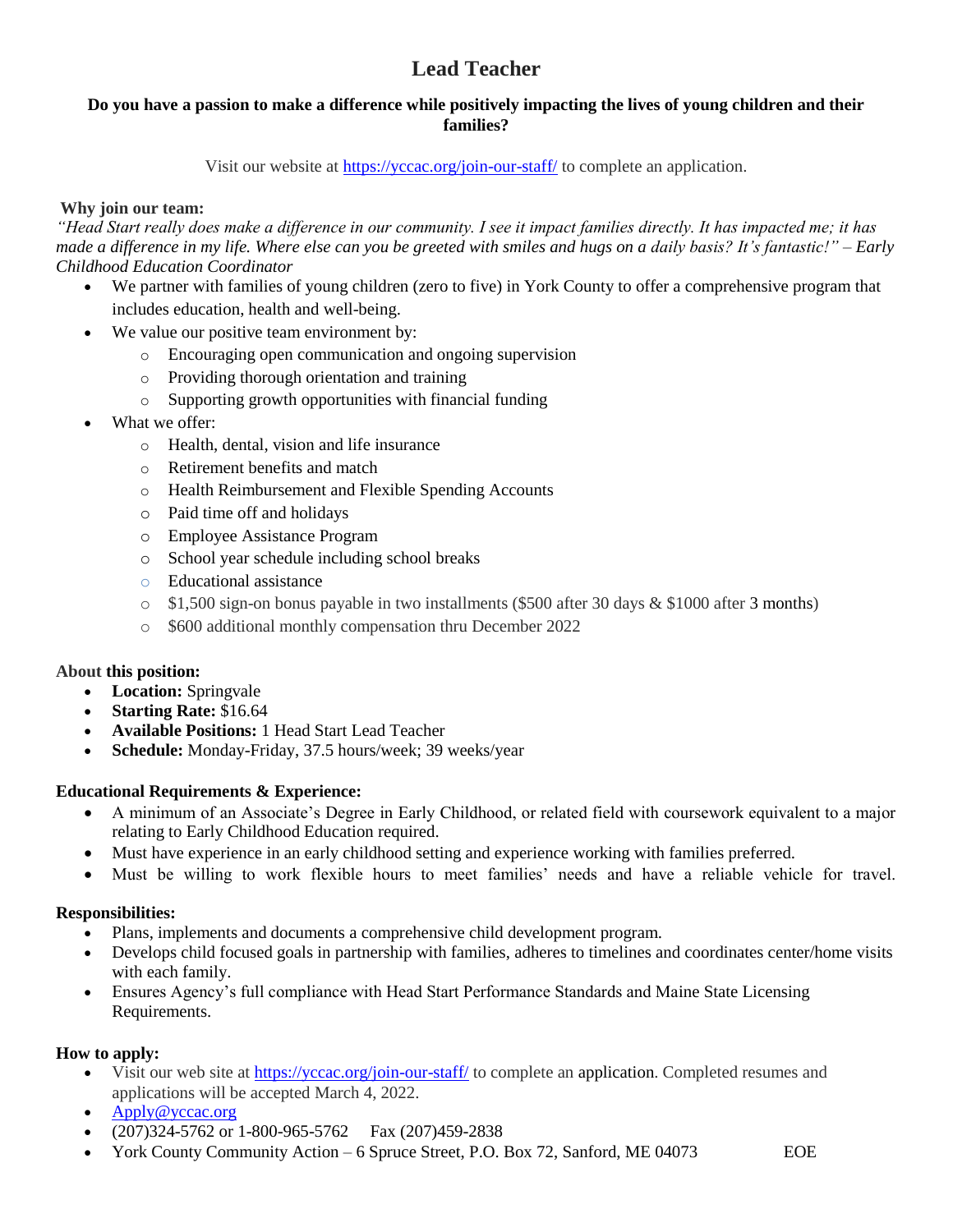# Lead Teacher

**Do you have a passion to make a difference while positively impacting the lives of young children and their families?**

Visit our website at https://yccac.org/join-our-staff/ to complete an application.

**Why join our team:**

*"Head Start really does make a difference in our community. I see it impact families directly. It has impacted me; it has made a difference in my life. Where else can you be greeted with smiles and hugs on a daily basis? It's fantastic!" – Early Childhood Education Coordinator*

- We partner with families of young children (zero to five) in York County to offer a comprehensive program that includes education, health and well-being.
- We value our positive team environment by:
  - Encouraging open communication and ongoing supervision
  - Providing thorough orientation and training
  - Supporting growth opportunities with financial funding
- What we offer:
  - Health, dental, vision and life insurance
  - Retirement benefits and match
  - Health Reimbursement and Flexible Spending Accounts
  - Paid time off and holidays
  - Employee Assistance Program
  - School year schedule including school breaks
  - Educational assistance
  - $1,500 sign-on bonus payable in two installments ($500 after 30 days & $1000 after 3 months)
  - $600 additional monthly compensation thru December 2022

**About this position:**

- **Location:** Springvale
- **Starting Rate:** $16.64
- **Available Positions:** 1 Head Start Lead Teacher
- **Schedule:** Monday-Friday, 37.5 hours/week; 39 weeks/year

**Educational Requirements & Experience:**

- A minimum of an Associate's Degree in Early Childhood, or related field with coursework equivalent to a major relating to Early Childhood Education required.
- Must have experience in an early childhood setting and experience working with families preferred.
- Must be willing to work flexible hours to meet families' needs and have a reliable vehicle for travel.

**Responsibilities:**

- Plans, implements and documents a comprehensive child development program.
- Develops child focused goals in partnership with families, adheres to timelines and coordinates center/home visits with each family.
- Ensures Agency's full compliance with Head Start Performance Standards and Maine State Licensing Requirements.

**How to apply:**

- Visit our web site at https://yccac.org/join-our-staff/ to complete an application. Completed resumes and applications will be accepted March 4, 2022.
- Apply@yccac.org
- (207)324-5762 or 1-800-965-5762 Fax (207)459-2838
- York County Community Action – 6 Spruce Street, P.O. Box 72, Sanford, ME 04073 EOE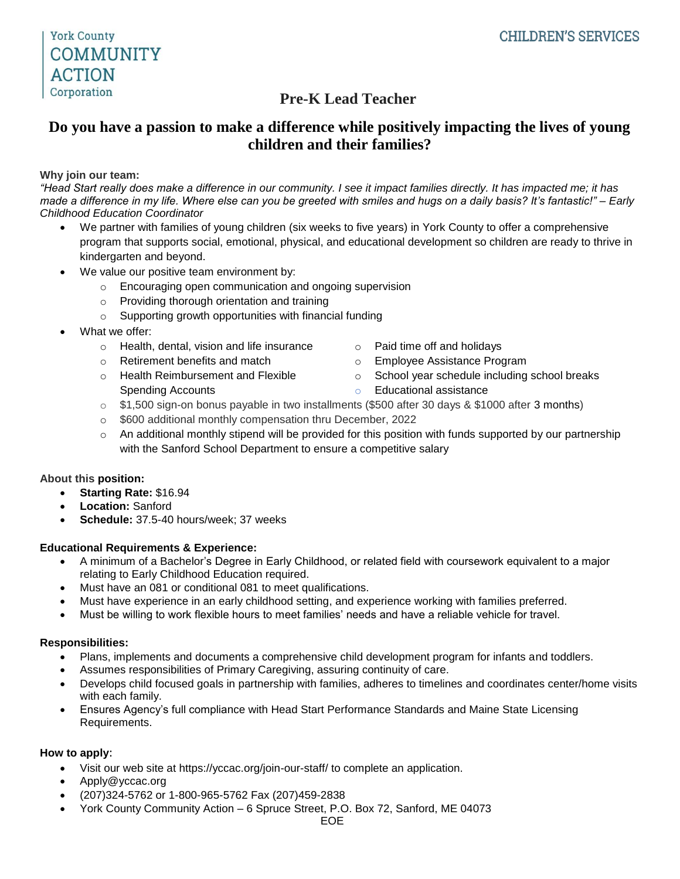York County
COMMUNITY
ACTION
Corporation

CHILDREN'S SERVICES

# Pre-K Lead Teacher

## Do you have a passion to make a difference while positively impacting the lives of young children and their families?

**Why join our team:**

*"Head Start really does make a difference in our community. I see it impact families directly. It has impacted me; it has made a difference in my life. Where else can you be greeted with smiles and hugs on a daily basis? It's fantastic!" – Early Childhood Education Coordinator*

- We partner with families of young children (six weeks to five years) in York County to offer a comprehensive program that supports social, emotional, physical, and educational development so children are ready to thrive in kindergarten and beyond.
- We value our positive team environment by:
  - Encouraging open communication and ongoing supervision
  - Providing thorough orientation and training
  - Supporting growth opportunities with financial funding
- What we offer:
  - Health, dental, vision and life insurance
  - Retirement benefits and match
  - Health Reimbursement and Flexible Spending Accounts
  - Paid time off and holidays
  - Employee Assistance Program
  - School year schedule including school breaks
  - Educational assistance
  - $1,500 sign-on bonus payable in two installments ($500 after 30 days & $1000 after 3 months)
  - $600 additional monthly compensation thru December, 2022
  - An additional monthly stipend will be provided for this position with funds supported by our partnership with the Sanford School Department to ensure a competitive salary

**About this position:**

- **Starting Rate:** $16.94
- **Location:** Sanford
- **Schedule:** 37.5-40 hours/week; 37 weeks

**Educational Requirements & Experience:**

- A minimum of a Bachelor's Degree in Early Childhood, or related field with coursework equivalent to a major relating to Early Childhood Education required.
- Must have an 081 or conditional 081 to meet qualifications.
- Must have experience in an early childhood setting, and experience working with families preferred.
- Must be willing to work flexible hours to meet families' needs and have a reliable vehicle for travel.

**Responsibilities:**

- Plans, implements and documents a comprehensive child development program for infants and toddlers.
- Assumes responsibilities of Primary Caregiving, assuring continuity of care.
- Develops child focused goals in partnership with families, adheres to timelines and coordinates center/home visits with each family.
- Ensures Agency's full compliance with Head Start Performance Standards and Maine State Licensing Requirements.

**How to apply**:

- Visit our web site at https://yccac.org/join-our-staff/ to complete an application.
- Apply@yccac.org
- (207)324-5762 or 1-800-965-5762 Fax (207)459-2838
- York County Community Action – 6 Spruce Street, P.O. Box 72, Sanford, ME 04073

EOE